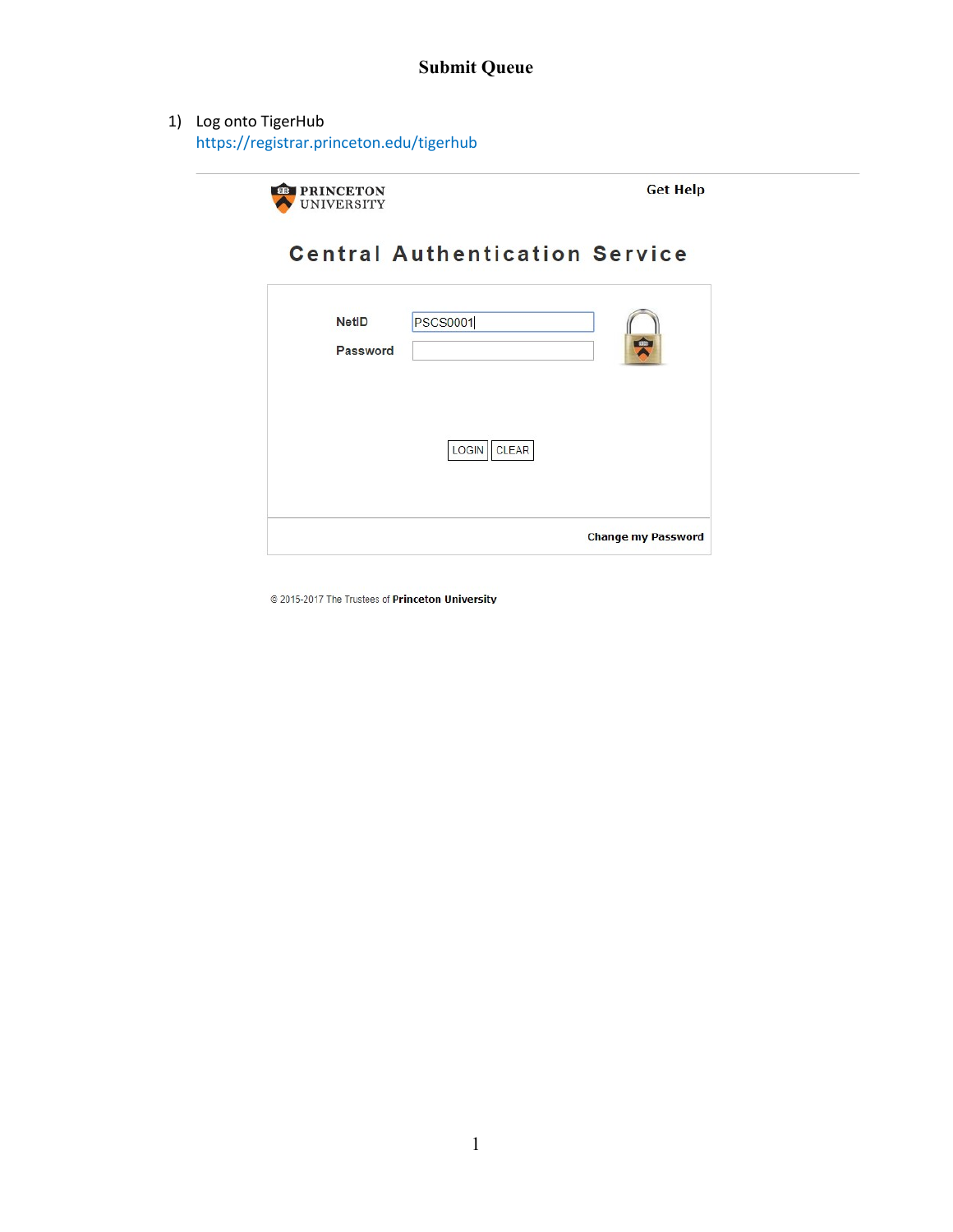# Submit Queue

1) Log onto TigerHub
   https://registrar.princeton.edu/tigerhub

PRINCETON UNIVERSITY

Get Help

Central Authentication Service

NetID PSCS0001

Password

LOGIN CLEAR

Change my Password

© 2015-2017 The Trustees of **Princeton University**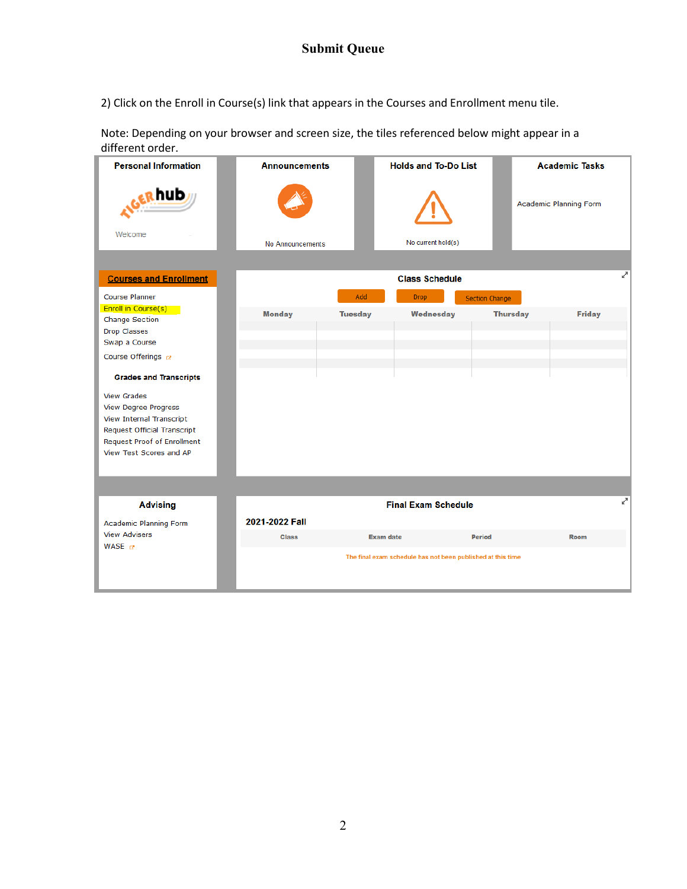# Submit Queue

2) Click on the Enroll in Course(s) link that appears in the Courses and Enrollment menu tile.

Note: Depending on your browser and screen size, the tiles referenced below might appear in a different order.

**Personal Information**

TIGER hub

Welcome

**Announcements**

No Announcements

**Holds and To-Do List**

No current hold(s)

**Academic Tasks**

Academic Planning Form

**Courses and Enrollment**

- Course Planner
- Enroll in Course(s)
- Change Section
- Drop Classes
- Swap a Course
- Course Offerings

**Grades and Transcripts**

- View Grades
- View Degree Progress
- View Internal Transcript
- Request Official Transcript
- Request Proof of Enrollment
- View Test Scores and AP

**Class Schedule**

Add | Drop | Section Change

| Monday | Tuesday | Wednesday | Thursday | Friday |
| --- | --- | --- | --- | --- |
| | | | | |

**Advising**

- Academic Planning Form
- View Advisers
- WASE

**Final Exam Schedule**

**2021-2022 Fall**

| Class | Exam date | Period | Room |
| --- | --- | --- | --- |

The final exam schedule has not been published at this time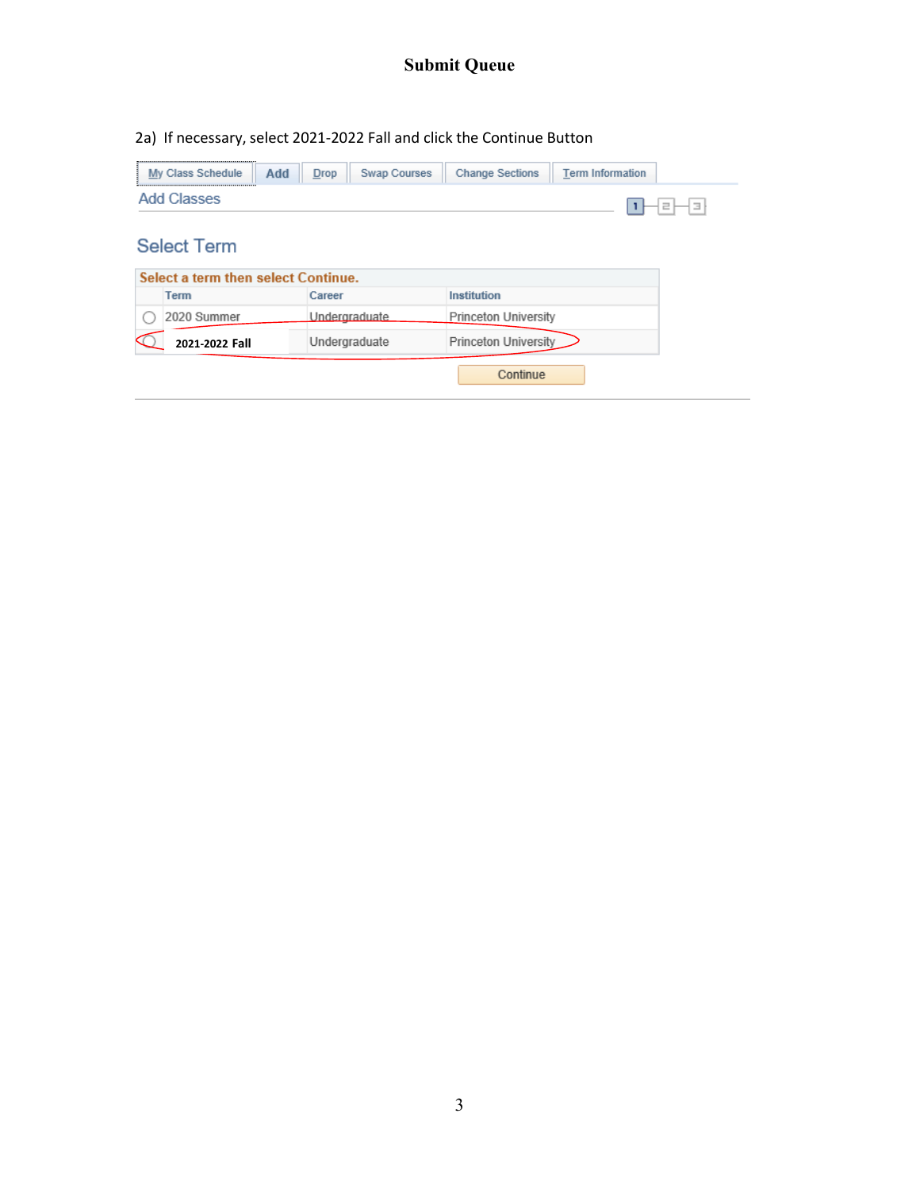# Submit Queue

2a) If necessary, select 2021-2022 Fall and click the Continue Button

My Class Schedule | Add | Drop | Swap Courses | Change Sections | Term Information

Add Classes

1 – 2 – 3

## Select Term

**Select a term then select Continue.**

| | Term | Career | Institution |
|---|---|---|---|
| ○ | 2020 Summer | Undergraduate | Princeton University |
| ○ | **2021-2022 Fall** | Undergraduate | Princeton University |

Continue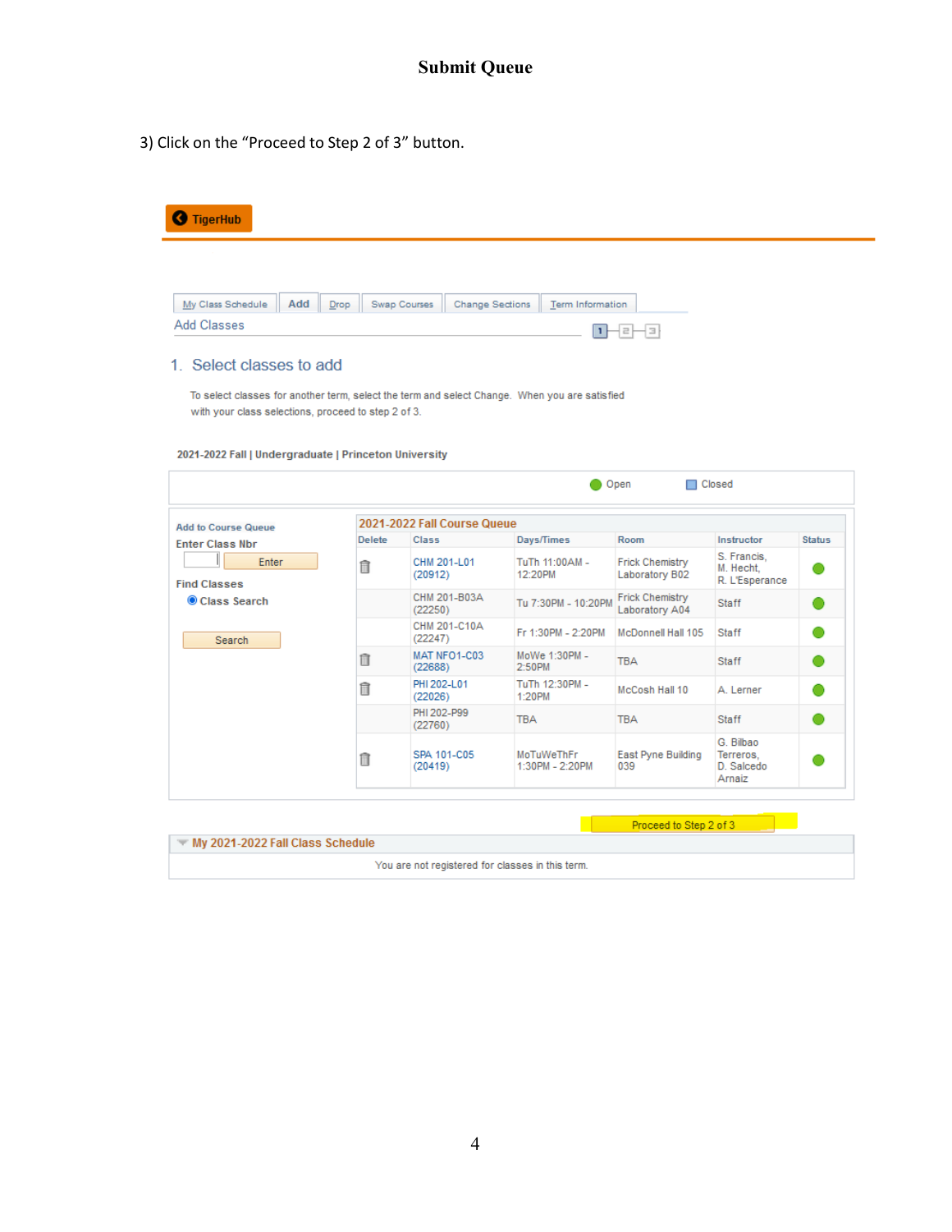# Submit Queue

3) Click on the "Proceed to Step 2 of 3" button.

TigerHub

My Class Schedule | Add | Drop | Swap Courses | Change Sections | Term Information

Add Classes

1 - 2 - 3

## 1. Select classes to add

To select classes for another term, select the term and select Change. When you are satisfied with your class selections, proceed to step 2 of 3.

2021-2022 Fall | Undergraduate | Princeton University

Open | Closed

**Add to Course Queue**

Enter Class Nbr

[Enter]

**Find Classes**

Class Search

[Search]

**2021-2022 Fall Course Queue**

| Delete | Class | Days/Times | Room | Instructor | Status |
|---|---|---|---|---|---|
| 🗑 | CHM 201-L01 (20912) | TuTh 11:00AM - 12:20PM | Frick Chemistry Laboratory B02 | S. Francis, M. Hecht, R. L'Esperance | Open |
| | CHM 201-B03A (22250) | Tu 7:30PM - 10:20PM | Frick Chemistry Laboratory A04 | Staff | Open |
| | CHM 201-C10A (22247) | Fr 1:30PM - 2:20PM | McDonnell Hall 105 | Staff | Open |
| 🗑 | MAT NFO1-C03 (22688) | MoWe 1:30PM - 2:50PM | TBA | Staff | Open |
| 🗑 | PHI 202-L01 (22026) | TuTh 12:30PM - 1:20PM | McCosh Hall 10 | A. Lerner | Open |
| | PHI 202-P99 (22760) | TBA | TBA | Staff | Open |
| 🗑 | SPA 101-C05 (20419) | MoTuWeThFr 1:30PM - 2:20PM | East Pyne Building 039 | G. Bilbao Terreros, D. Salcedo Arnaiz | Open |

[Proceed to Step 2 of 3]

**My 2021-2022 Fall Class Schedule**

You are not registered for classes in this term.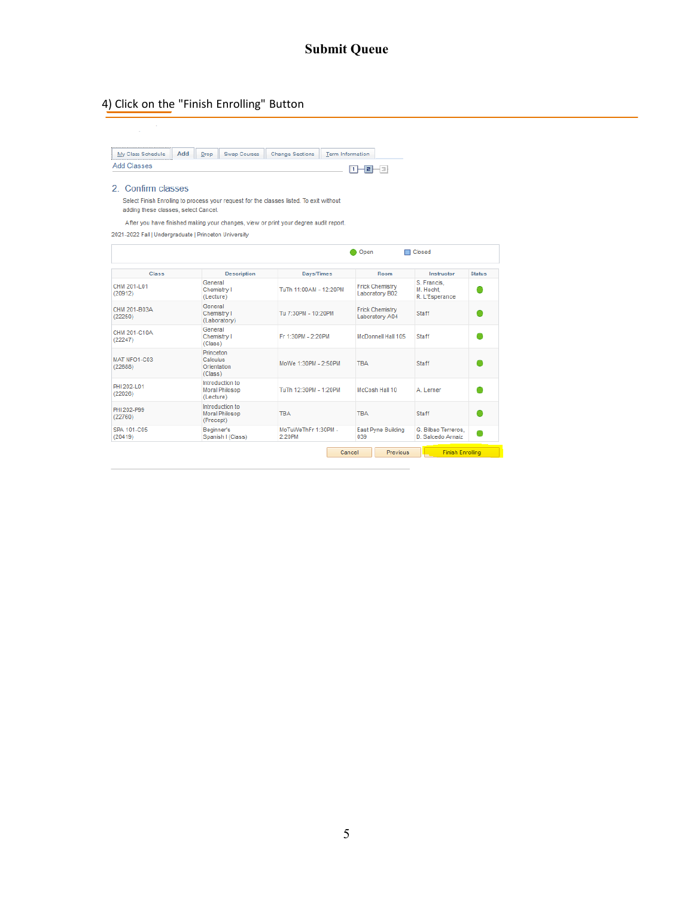# Submit Queue

## 4) Click on the "Finish Enrolling" Button

My Class Schedule | Add | Drop | Swap Courses | Change Sections | Term Information

Add Classes

1 — 2 — 3

### 2. Confirm classes

Select Finish Enrolling to process your request for the classes listed. To exit without adding these classes, select Cancel.

After you have finished making your changes, view or print your degree audit report.

2021-2022 Fall | Undergraduate | Princeton University

Open | Closed

| Class | Description | Days/Times | Room | Instructor | Status |
|---|---|---|---|---|---|
| CHM 201-L01 (20912) | General Chemistry I (Lecture) | TuTh 11:00AM - 12:20PM | Frick Chemistry Laboratory B02 | S. Francis, M. Hecht, R. L'Esperance | Open |
| CHM 201-B03A (22250) | General Chemistry I (Laboratory) | Tu 7:30PM - 10:20PM | Frick Chemistry Laboratory A04 | Staff | Open |
| CHM 201-C10A (22247) | General Chemistry I (Class) | Fr 1:30PM - 2:20PM | McDonnell Hall 105 | Staff | Open |
| MAT NFO1-C03 (22688) | Princeton Calculus Orientation (Class) | MoWe 1:30PM - 2:50PM | TBA | Staff | Open |
| PHI 202-L01 (22026) | Introduction to Moral Philosop (Lecture) | TuTh 12:30PM - 1:20PM | McCosh Hall 10 | A. Lerner | Open |
| PHI 202-P99 (22760) | Introduction to Moral Philosop (Precept) | TBA | TBA | Staff | Open |
| SPA 101-C05 (20419) | Beginner's Spanish I (Class) | MoTuWeThFr 1:30PM - 2:20PM | East Pyne Building 039 | G. Bilbao Terreros, D. Salcedo Arnaiz | Open |

Cancel | Previous | Finish Enrolling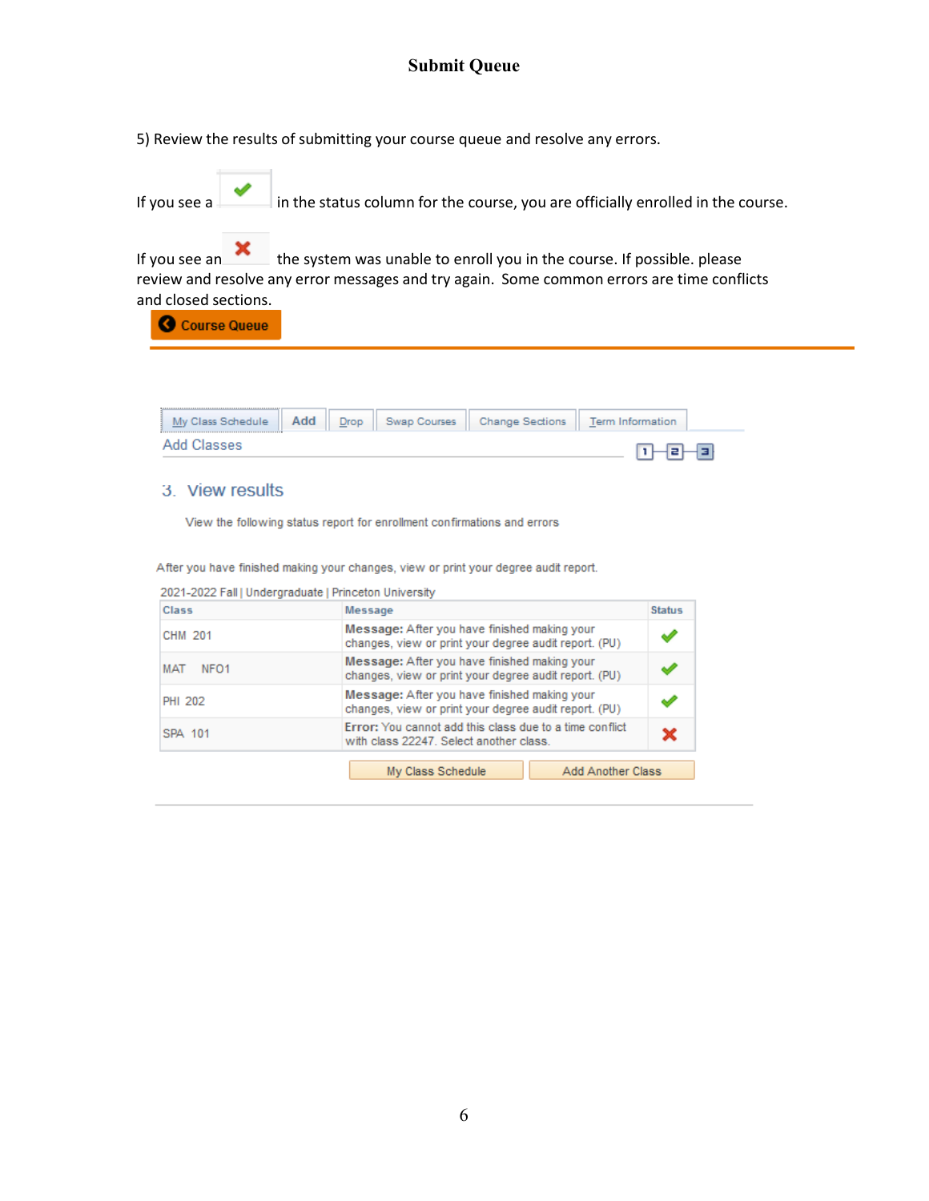# Submit Queue

5) Review the results of submitting your course queue and resolve any errors.

If you see a ✔ in the status column for the course, you are officially enrolled in the course.

If you see an ✘ the system was unable to enroll you in the course. If possible. please review and resolve any error messages and try again. Some common errors are time conflicts and closed sections.

Course Queue

My Class Schedule | Add | Drop | Swap Courses | Change Sections | Term Information

Add Classes

1 2 3

3. View results

View the following status report for enrollment confirmations and errors

After you have finished making your changes, view or print your degree audit report.

2021-2022 Fall | Undergraduate | Princeton University

| Class | Message | Status |
|---|---|---|
| CHM 201 | **Message:** After you have finished making your changes, view or print your degree audit report. (PU) | ✔ |
| MAT NFO1 | **Message:** After you have finished making your changes, view or print your degree audit report. (PU) | ✔ |
| PHI 202 | **Message:** After you have finished making your changes, view or print your degree audit report. (PU) | ✔ |
| SPA 101 | **Error:** You cannot add this class due to a time conflict with class 22247. Select another class. | ✘ |

My Class Schedule | Add Another Class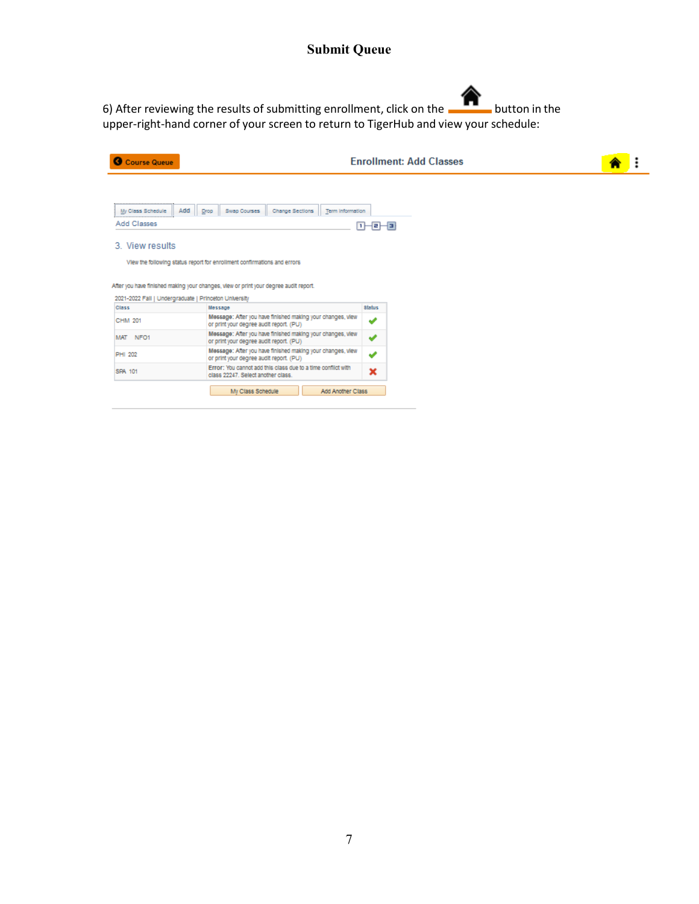# Submit Queue

6) After reviewing the results of submitting enrollment, click on the button in the upper-right-hand corner of your screen to return to TigerHub and view your schedule:

Course Queue — Enrollment: Add Classes

My Class Schedule | Add | Drop | Swap Courses | Change Sections | Term Information

Add Classes

3. View results

View the following status report for enrollment confirmations and errors

After you have finished making your changes, view or print your degree audit report.

2021-2022 Fall | Undergraduate | Princeton University

| Class | Message | Status |
|---|---|---|
| CHM 201 | Message: After you have finished making your changes, view or print your degree audit report. (PU) | ✔ |
| MAT NFO1 | Message: After you have finished making your changes, view or print your degree audit report. (PU) | ✔ |
| PHI 202 | Message: After you have finished making your changes, view or print your degree audit report. (PU) | ✔ |
| SPA 101 | Error: You cannot add this class due to a time conflict with class 22247. Select another class. | ✘ |

My Class Schedule | Add Another Class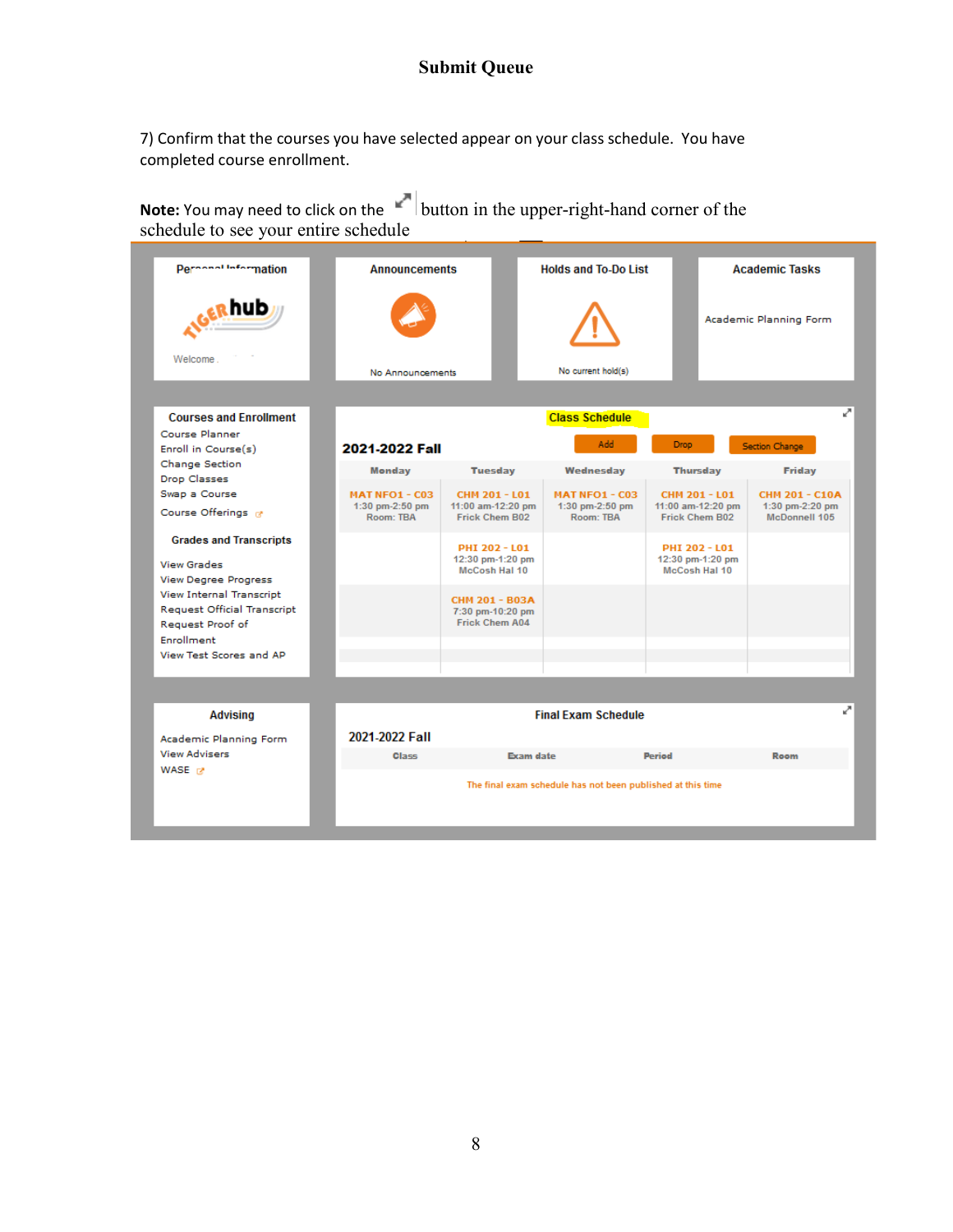# Submit Queue

7) Confirm that the courses you have selected appear on your class schedule. You have completed course enrollment.

**Note:** You may need to click on the button in the upper-right-hand corner of the schedule to see your entire schedule

Personal Information

Welcome

Announcements

No Announcements

Holds and To-Do List

No current hold(s)

Academic Tasks

Academic Planning Form

**Courses and Enrollment**

- Course Planner
- Enroll in Course(s)
- Change Section
- Drop Classes
- Swap a Course
- Course Offerings

**Grades and Transcripts**

- View Grades
- View Degree Progress
- View Internal Transcript
- Request Official Transcript
- Request Proof of Enrollment
- View Test Scores and AP

**Class Schedule**

**2021-2022 Fall**

Add | Drop | Section Change

| Monday | Tuesday | Wednesday | Thursday | Friday |
|---|---|---|---|---|
| MAT NFO1 - C03<br>1:30 pm-2:50 pm<br>Room: TBA | CHM 201 - L01<br>11:00 am-12:20 pm<br>Frick Chem B02 | MAT NFO1 - C03<br>1:30 pm-2:50 pm<br>Room: TBA | CHM 201 - L01<br>11:00 am-12:20 pm<br>Frick Chem B02 | CHM 201 - C10A<br>1:30 pm-2:20 pm<br>McDonnell 105 |
| | PHI 202 - L01<br>12:30 pm-1:20 pm<br>McCosh Hal 10 | | PHI 202 - L01<br>12:30 pm-1:20 pm<br>McCosh Hal 10 | |
| | CHM 201 - B03A<br>7:30 pm-10:20 pm<br>Frick Chem A04 | | | |

**Advising**

- Academic Planning Form
- View Advisers
- WASE

**Final Exam Schedule**

**2021-2022 Fall**

| Class | Exam date | Period | Room |
|---|---|---|---|

The final exam schedule has not been published at this time